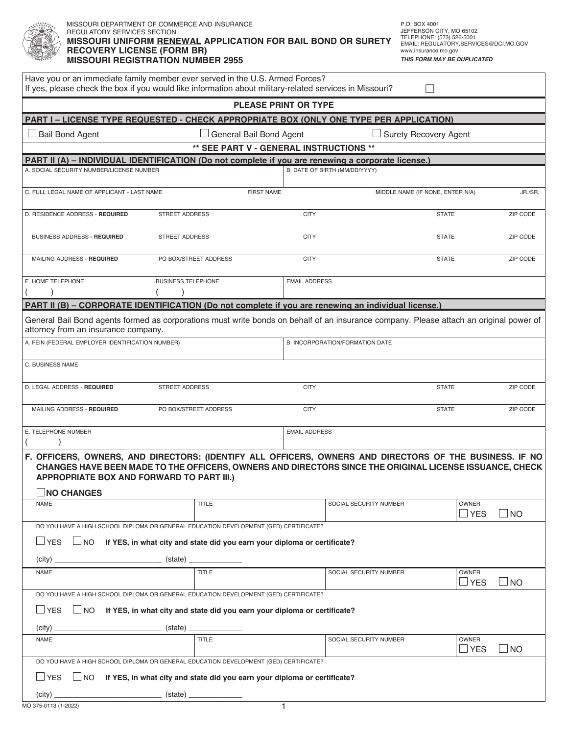MISSOURI DEPARTMENT OF COMMERCE AND INSURANCE
REGULATORY SERVICES SECTION

# MISSOURI UNIFORM RENEWAL APPLICATION FOR BAIL BOND OR SURETY RECOVERY LICENSE (FORM BR)

## MISSOURI REGISTRATION NUMBER 2955

P.O. BOX 4001
JEFFERSON CITY, MO 65102
TELEPHONE: (573) 526-5001
EMAIL: REGULATORY.SERVICES@DCI.MO.GOV
www.insurance.mo.gov

***THIS FORM MAY BE DUPLICATED***

Have you or an immediate family member ever served in the U.S. Armed Forces?
If yes, please check the box if you would like information about military-related services in Missouri? ☐

**PLEASE PRINT OR TYPE**

### PART I – LICENSE TYPE REQUESTED - CHECK APPROPRIATE BOX (ONLY ONE TYPE PER APPLICATION)

☐ Bail Bond Agent ☐ General Bail Bond Agent ☐ Surety Recovery Agent

**\*\* SEE PART V - GENERAL INSTRUCTIONS \*\***

### PART II (A) – INDIVIDUAL IDENTIFICATION (Do not complete if you are renewing a corporate license.)

| A. SOCIAL SECURITY NUMBER/LICENSE NUMBER | | B. DATE OF BIRTH (MM/DD/YYYY) | | |
|---|---|---|---|---|
| C. FULL LEGAL NAME OF APPLICANT - LAST NAME | FIRST NAME | MIDDLE NAME (IF NONE, ENTER N/A) | | JR./SR. |
| D. RESIDENCE ADDRESS - **REQUIRED** STREET ADDRESS | CITY | | STATE | ZIP CODE |
| BUSINESS ADDRESS - **REQUIRED** STREET ADDRESS | CITY | | STATE | ZIP CODE |
| MAILING ADDRESS - **REQUIRED** PO BOX/STREET ADDRESS | CITY | | STATE | ZIP CODE |
| E. HOME TELEPHONE ( ) | BUSINESS TELEPHONE ( ) | EMAIL ADDRESS | | |

### PART II (B) – CORPORATE IDENTIFICATION (Do not complete if you are renewing an individual license.)

General Bail Bond agents formed as corporations must write bonds on behalf of an insurance company. Please attach an original power of attorney from an insurance company.

| A. FEIN (FEDERAL EMPLOYER IDENTIFICATION NUMBER) | | B. INCORPORATION/FORMATION DATE | |
|---|---|---|---|
| C. BUSINESS NAME | | | |
| D. LEGAL ADDRESS - **REQUIRED** STREET ADDRESS | CITY | STATE | ZIP CODE |
| MAILING ADDRESS - **REQUIRED** PO BOX/STREET ADDRESS | CITY | STATE | ZIP CODE |
| E. TELEPHONE NUMBER ( ) | | EMAIL ADDRESS | |

**F. OFFICERS, OWNERS, AND DIRECTORS: (IDENTIFY ALL OFFICERS, OWNERS AND DIRECTORS OF THE BUSINESS. IF NO CHANGES HAVE BEEN MADE TO THE OFFICERS, OWNERS AND DIRECTORS SINCE THE ORIGINAL LICENSE ISSUANCE, CHECK APPROPRIATE BOX AND FORWARD TO PART III.)**

☐ **NO CHANGES**

| NAME | TITLE | SOCIAL SECURITY NUMBER | OWNER ☐ YES ☐ NO |
|---|---|---|---|

DO YOU HAVE A HIGH SCHOOL DIPLOMA OR GENERAL EDUCATION DEVELOPMENT (GED) CERTIFICATE?

☐ YES ☐ NO **If YES, in what city and state did you earn your diploma or certificate?**

(city) _________________________ (state) ____________

| NAME | TITLE | SOCIAL SECURITY NUMBER | OWNER ☐ YES ☐ NO |
|---|---|---|---|

DO YOU HAVE A HIGH SCHOOL DIPLOMA OR GENERAL EDUCATION DEVELOPMENT (GED) CERTIFICATE?

☐ YES ☐ NO **If YES, in what city and state did you earn your diploma or certificate?**

(city) _________________________ (state) ____________

| NAME | TITLE | SOCIAL SECURITY NUMBER | OWNER ☐ YES ☐ NO |
|---|---|---|---|

DO YOU HAVE A HIGH SCHOOL DIPLOMA OR GENERAL EDUCATION DEVELOPMENT (GED) CERTIFICATE?

☐ YES ☐ NO **If YES, in what city and state did you earn your diploma or certificate?**

(city) _________________________ (state) ____________

MO 375-0113 (1-2022)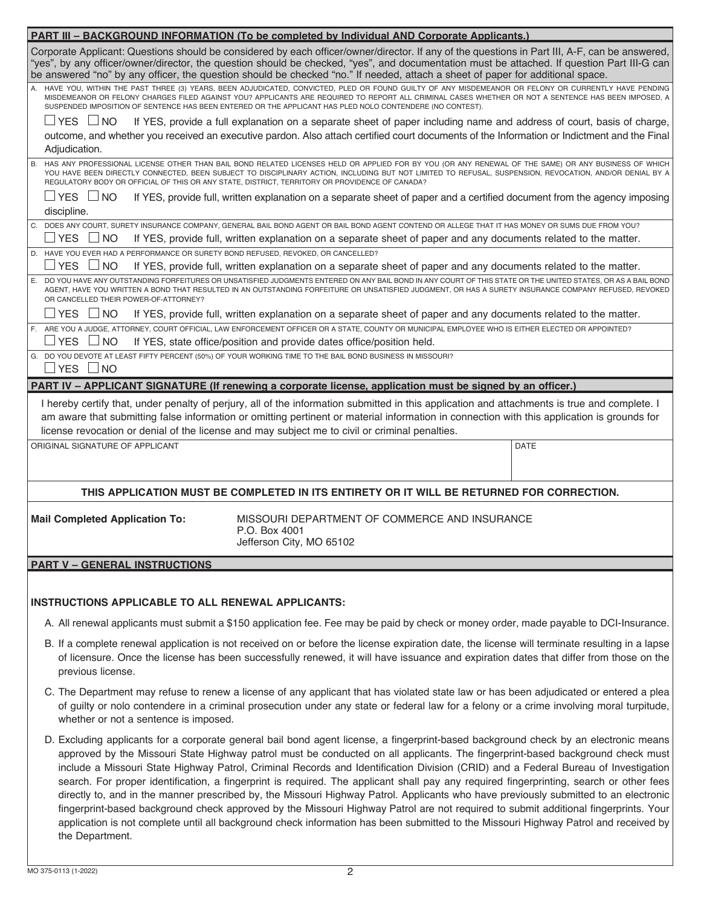## PART III – BACKGROUND INFORMATION (To be completed by Individual AND Corporate Applicants.)

Corporate Applicant: Questions should be considered by each officer/owner/director. If any of the questions in Part III, A-F, can be answered, "yes", by any officer/owner/director, the question should be checked, "yes", and documentation must be attached. If question Part III-G can be answered "no" by any officer, the question should be checked "no." If needed, attach a sheet of paper for additional space.

A. HAVE YOU, WITHIN THE PAST THREE (3) YEARS, BEEN ADJUDICATED, CONVICTED, PLED OR FOUND GUILTY OF ANY MISDEMEANOR OR FELONY OR CURRENTLY HAVE PENDING MISDEMEANOR OR FELONY CHARGES FILED AGAINST YOU? APPLICANTS ARE REQUIRED TO REPORT ALL CRIMINAL CASES WHETHER OR NOT A SENTENCE HAS BEEN IMPOSED, A SUSPENDED IMPOSITION OF SENTENCE HAS BEEN ENTERED OR THE APPLICANT HAS PLED NOLO CONTENDERE (NO CONTEST).

☐ YES ☐ NO If YES, provide a full explanation on a separate sheet of paper including name and address of court, basis of charge, outcome, and whether you received an executive pardon. Also attach certified court documents of the Information or Indictment and the Final Adjudication.

B. HAS ANY PROFESSIONAL LICENSE OTHER THAN BAIL BOND RELATED LICENSES HELD OR APPLIED FOR BY YOU (OR ANY RENEWAL OF THE SAME) OR ANY BUSINESS OF WHICH YOU HAVE BEEN DIRECTLY CONNECTED, BEEN SUBJECT TO DISCIPLINARY ACTION, INCLUDING BUT NOT LIMITED TO REFUSAL, SUSPENSION, REVOCATION, AND/OR DENIAL BY A REGULATORY BODY OR OFFICIAL OF THIS OR ANY STATE, DISTRICT, TERRITORY OR PROVIDENCE OF CANADA?

☐ YES ☐ NO If YES, provide full, written explanation on a separate sheet of paper and a certified document from the agency imposing discipline.

C. DOES ANY COURT, SURETY INSURANCE COMPANY, GENERAL BAIL BOND AGENT OR BAIL BOND AGENT CONTEND OR ALLEGE THAT IT HAS MONEY OR SUMS DUE FROM YOU?

☐ YES ☐ NO If YES, provide full, written explanation on a separate sheet of paper and any documents related to the matter.

D. HAVE YOU EVER HAD A PERFORMANCE OR SURETY BOND REFUSED, REVOKED, OR CANCELLED?

☐ YES ☐ NO If YES, provide full, written explanation on a separate sheet of paper and any documents related to the matter.

E. DO YOU HAVE ANY OUTSTANDING FORFEITURES OR UNSATISFIED JUDGMENTS ENTERED ON ANY BAIL BOND IN ANY COURT OF THIS STATE OR THE UNITED STATES, OR AS A BAIL BOND AGENT, HAVE YOU WRITTEN A BOND THAT RESULTED IN AN OUTSTANDING FORFEITURE OR UNSATISFIED JUDGMENT, OR HAS A SURETY INSURANCE COMPANY REFUSED, REVOKED OR CANCELLED THEIR POWER-OF-ATTORNEY?

☐ YES ☐ NO If YES, provide full, written explanation on a separate sheet of paper and any documents related to the matter.

F. ARE YOU A JUDGE, ATTORNEY, COURT OFFICIAL, LAW ENFORCEMENT OFFICER OR A STATE, COUNTY OR MUNICIPAL EMPLOYEE WHO IS EITHER ELECTED OR APPOINTED?

☐ YES ☐ NO If YES, state office/position and provide dates office/position held.

G. DO YOU DEVOTE AT LEAST FIFTY PERCENT (50%) OF YOUR WORKING TIME TO THE BAIL BOND BUSINESS IN MISSOURI?

☐ YES ☐ NO

## PART IV – APPLICANT SIGNATURE (If renewing a corporate license, application must be signed by an officer.)

I hereby certify that, under penalty of perjury, all of the information submitted in this application and attachments is true and complete. I am aware that submitting false information or omitting pertinent or material information in connection with this application is grounds for license revocation or denial of the license and may subject me to civil or criminal penalties.

| ORIGINAL SIGNATURE OF APPLICANT | DATE |
| --- | --- |
| | |

**THIS APPLICATION MUST BE COMPLETED IN ITS ENTIRETY OR IT WILL BE RETURNED FOR CORRECTION.**

**Mail Completed Application To:**

MISSOURI DEPARTMENT OF COMMERCE AND INSURANCE
P.O. Box 4001
Jefferson City, MO 65102

## PART V – GENERAL INSTRUCTIONS

### INSTRUCTIONS APPLICABLE TO ALL RENEWAL APPLICANTS:

A. All renewal applicants must submit a $150 application fee. Fee may be paid by check or money order, made payable to DCI-Insurance.

B. If a complete renewal application is not received on or before the license expiration date, the license will terminate resulting in a lapse of licensure. Once the license has been successfully renewed, it will have issuance and expiration dates that differ from those on the previous license.

C. The Department may refuse to renew a license of any applicant that has violated state law or has been adjudicated or entered a plea of guilty or nolo contendere in a criminal prosecution under any state or federal law for a felony or a crime involving moral turpitude, whether or not a sentence is imposed.

D. Excluding applicants for a corporate general bail bond agent license, a fingerprint-based background check by an electronic means approved by the Missouri State Highway patrol must be conducted on all applicants. The fingerprint-based background check must include a Missouri State Highway Patrol, Criminal Records and Identification Division (CRID) and a Federal Bureau of Investigation search. For proper identification, a fingerprint is required. The applicant shall pay any required fingerprinting, search or other fees directly to, and in the manner prescribed by, the Missouri Highway Patrol. Applicants who have previously submitted to an electronic fingerprint-based background check approved by the Missouri Highway Patrol are not required to submit additional fingerprints. Your application is not complete until all background check information has been submitted to the Missouri Highway Patrol and received by the Department.

MO 375-0113 (1-2022)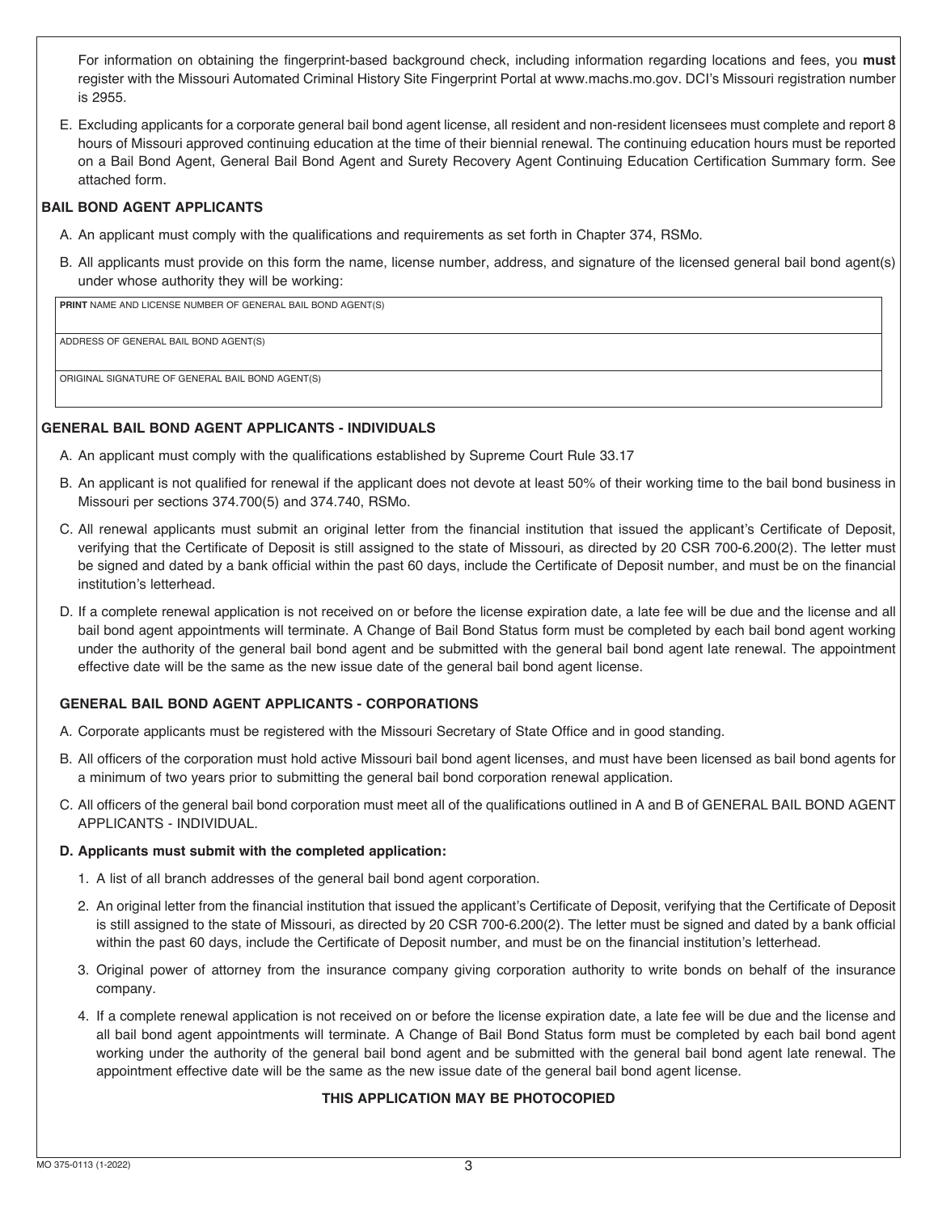For information on obtaining the fingerprint-based background check, including information regarding locations and fees, you **must** register with the Missouri Automated Criminal History Site Fingerprint Portal at www.machs.mo.gov. DCI's Missouri registration number is 2955.

E. Excluding applicants for a corporate general bail bond agent license, all resident and non-resident licensees must complete and report 8 hours of Missouri approved continuing education at the time of their biennial renewal. The continuing education hours must be reported on a Bail Bond Agent, General Bail Bond Agent and Surety Recovery Agent Continuing Education Certification Summary form. See attached form.

## BAIL BOND AGENT APPLICANTS

A. An applicant must comply with the qualifications and requirements as set forth in Chapter 374, RSMo.

B. All applicants must provide on this form the name, license number, address, and signature of the licensed general bail bond agent(s) under whose authority they will be working:

| **PRINT** NAME AND LICENSE NUMBER OF GENERAL BAIL BOND AGENT(S) |
|---|
| ADDRESS OF GENERAL BAIL BOND AGENT(S) |
| ORIGINAL SIGNATURE OF GENERAL BAIL BOND AGENT(S) |

## GENERAL BAIL BOND AGENT APPLICANTS - INDIVIDUALS

A. An applicant must comply with the qualifications established by Supreme Court Rule 33.17

B. An applicant is not qualified for renewal if the applicant does not devote at least 50% of their working time to the bail bond business in Missouri per sections 374.700(5) and 374.740, RSMo.

C. All renewal applicants must submit an original letter from the financial institution that issued the applicant's Certificate of Deposit, verifying that the Certificate of Deposit is still assigned to the state of Missouri, as directed by 20 CSR 700-6.200(2). The letter must be signed and dated by a bank official within the past 60 days, include the Certificate of Deposit number, and must be on the financial institution's letterhead.

D. If a complete renewal application is not received on or before the license expiration date, a late fee will be due and the license and all bail bond agent appointments will terminate. A Change of Bail Bond Status form must be completed by each bail bond agent working under the authority of the general bail bond agent and be submitted with the general bail bond agent late renewal. The appointment effective date will be the same as the new issue date of the general bail bond agent license.

## GENERAL BAIL BOND AGENT APPLICANTS - CORPORATIONS

A. Corporate applicants must be registered with the Missouri Secretary of State Office and in good standing.

B. All officers of the corporation must hold active Missouri bail bond agent licenses, and must have been licensed as bail bond agents for a minimum of two years prior to submitting the general bail bond corporation renewal application.

C. All officers of the general bail bond corporation must meet all of the qualifications outlined in A and B of GENERAL BAIL BOND AGENT APPLICANTS - INDIVIDUAL.

**D. Applicants must submit with the completed application:**

1. A list of all branch addresses of the general bail bond agent corporation.
2. An original letter from the financial institution that issued the applicant's Certificate of Deposit, verifying that the Certificate of Deposit is still assigned to the state of Missouri, as directed by 20 CSR 700-6.200(2). The letter must be signed and dated by a bank official within the past 60 days, include the Certificate of Deposit number, and must be on the financial institution's letterhead.
3. Original power of attorney from the insurance company giving corporation authority to write bonds on behalf of the insurance company.
4. If a complete renewal application is not received on or before the license expiration date, a late fee will be due and the license and all bail bond agent appointments will terminate. A Change of Bail Bond Status form must be completed by each bail bond agent working under the authority of the general bail bond agent and be submitted with the general bail bond agent late renewal. The appointment effective date will be the same as the new issue date of the general bail bond agent license.

**THIS APPLICATION MAY BE PHOTOCOPIED**

MO 375-0113 (1-2022)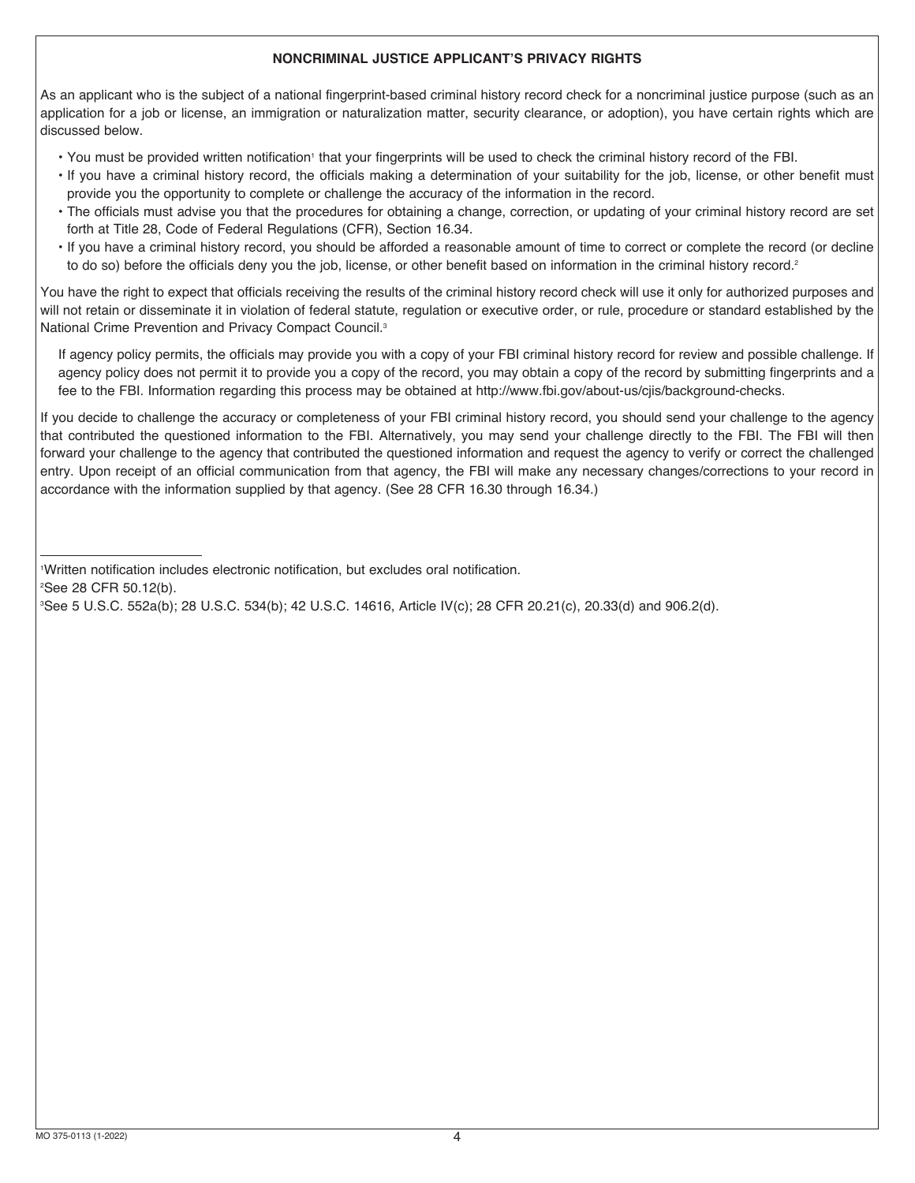**NONCRIMINAL JUSTICE APPLICANT'S PRIVACY RIGHTS**

As an applicant who is the subject of a national fingerprint-based criminal history record check for a noncriminal justice purpose (such as an application for a job or license, an immigration or naturalization matter, security clearance, or adoption), you have certain rights which are discussed below.

- You must be provided written notification[1] that your fingerprints will be used to check the criminal history record of the FBI.
- If you have a criminal history record, the officials making a determination of your suitability for the job, license, or other benefit must provide you the opportunity to complete or challenge the accuracy of the information in the record.
- The officials must advise you that the procedures for obtaining a change, correction, or updating of your criminal history record are set forth at Title 28, Code of Federal Regulations (CFR), Section 16.34.
- If you have a criminal history record, you should be afforded a reasonable amount of time to correct or complete the record (or decline to do so) before the officials deny you the job, license, or other benefit based on information in the criminal history record.[2]

You have the right to expect that officials receiving the results of the criminal history record check will use it only for authorized purposes and will not retain or disseminate it in violation of federal statute, regulation or executive order, or rule, procedure or standard established by the National Crime Prevention and Privacy Compact Council.[3]

If agency policy permits, the officials may provide you with a copy of your FBI criminal history record for review and possible challenge. If agency policy does not permit it to provide you a copy of the record, you may obtain a copy of the record by submitting fingerprints and a fee to the FBI. Information regarding this process may be obtained at http://www.fbi.gov/about-us/cjis/background-checks.

If you decide to challenge the accuracy or completeness of your FBI criminal history record, you should send your challenge to the agency that contributed the questioned information to the FBI. Alternatively, you may send your challenge directly to the FBI. The FBI will then forward your challenge to the agency that contributed the questioned information and request the agency to verify or correct the challenged entry. Upon receipt of an official communication from that agency, the FBI will make any necessary changes/corrections to your record in accordance with the information supplied by that agency. (See 28 CFR 16.30 through 16.34.)

---

[1] Written notification includes electronic notification, but excludes oral notification.

[2] See 28 CFR 50.12(b).

[3] See 5 U.S.C. 552a(b); 28 U.S.C. 534(b); 42 U.S.C. 14616, Article IV(c); 28 CFR 20.21(c), 20.33(d) and 906.2(d).

MO 375-0113 (1-2022)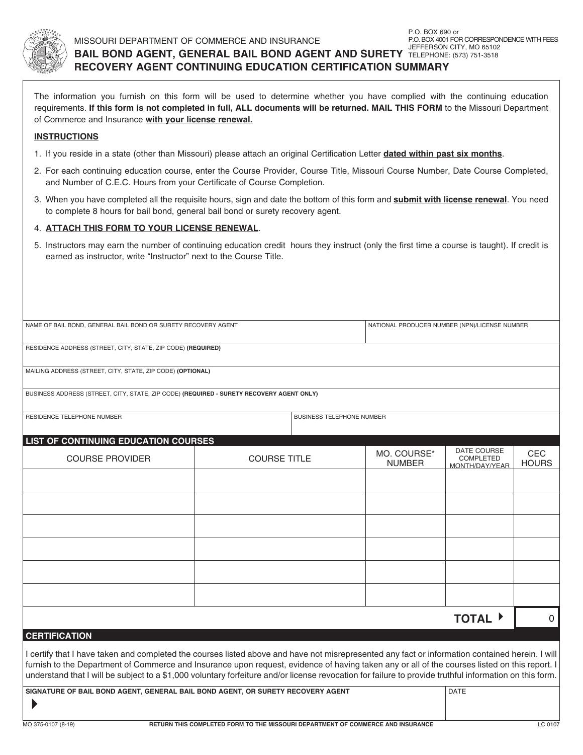P.O. BOX 690 or
P.O. BOX 4001 FOR CORRESPONDENCE WITH FEES
JEFFERSON CITY, MO 65102
TELEPHONE: (573) 751-3518

MISSOURI DEPARTMENT OF COMMERCE AND INSURANCE

# BAIL BOND AGENT, GENERAL BAIL BOND AGENT AND SURETY RECOVERY AGENT CONTINUING EDUCATION CERTIFICATION SUMMARY

The information you furnish on this form will be used to determine whether you have complied with the continuing education requirements. **If this form is not completed in full, ALL documents will be returned. MAIL THIS FORM** to the Missouri Department of Commerce and Insurance **with your license renewal.**

**INSTRUCTIONS**

1. If you reside in a state (other than Missouri) please attach an original Certification Letter **dated within past six months**.
2. For each continuing education course, enter the Course Provider, Course Title, Missouri Course Number, Date Course Completed, and Number of C.E.C. Hours from your Certificate of Course Completion.
3. When you have completed all the requisite hours, sign and date the bottom of this form and **submit with license renewal**. You need to complete 8 hours for bail bond, general bail bond or surety recovery agent.
4. **ATTACH THIS FORM TO YOUR LICENSE RENEWAL**.
5. Instructors may earn the number of continuing education credit hours they instruct (only the first time a course is taught). If credit is earned as instructor, write "Instructor" next to the Course Title.

| NAME OF BAIL BOND, GENERAL BAIL BOND OR SURETY RECOVERY AGENT | NATIONAL PRODUCER NUMBER (NPN)/LICENSE NUMBER |
|---|---|
| | |

RESIDENCE ADDRESS (STREET, CITY, STATE, ZIP CODE) **(REQUIRED)**

MAILING ADDRESS (STREET, CITY, STATE, ZIP CODE) **(OPTIONAL)**

BUSINESS ADDRESS (STREET, CITY, STATE, ZIP CODE) **(REQUIRED - SURETY RECOVERY AGENT ONLY)**

| RESIDENCE TELEPHONE NUMBER | BUSINESS TELEPHONE NUMBER |
|---|---|
| | |

## LIST OF CONTINUING EDUCATION COURSES

| COURSE PROVIDER | COURSE TITLE | MO. COURSE* NUMBER | DATE COURSE COMPLETED MONTH/DAY/YEAR | CEC HOURS |
|---|---|---|---|---|
| | | | | |
| | | | | |
| | | | | |
| | | | | |
| | | | | |
| | | | | |
| | | | **TOTAL** | 0 |

## CERTIFICATION

I certify that I have taken and completed the courses listed above and have not misrepresented any fact or information contained herein. I will furnish to the Department of Commerce and Insurance upon request, evidence of having taken any or all of the courses listed on this report. I understand that I will be subject to a $1,000 voluntary forfeiture and/or license revocation for failure to provide truthful information on this form.

| SIGNATURE OF BAIL BOND AGENT, GENERAL BAIL BOND AGENT, OR SURETY RECOVERY AGENT | DATE |
|---|---|
| | |

MO 375-0107 (8-19) RETURN THIS COMPLETED FORM TO THE MISSOURI DEPARTMENT OF COMMERCE AND INSURANCE LC 0107